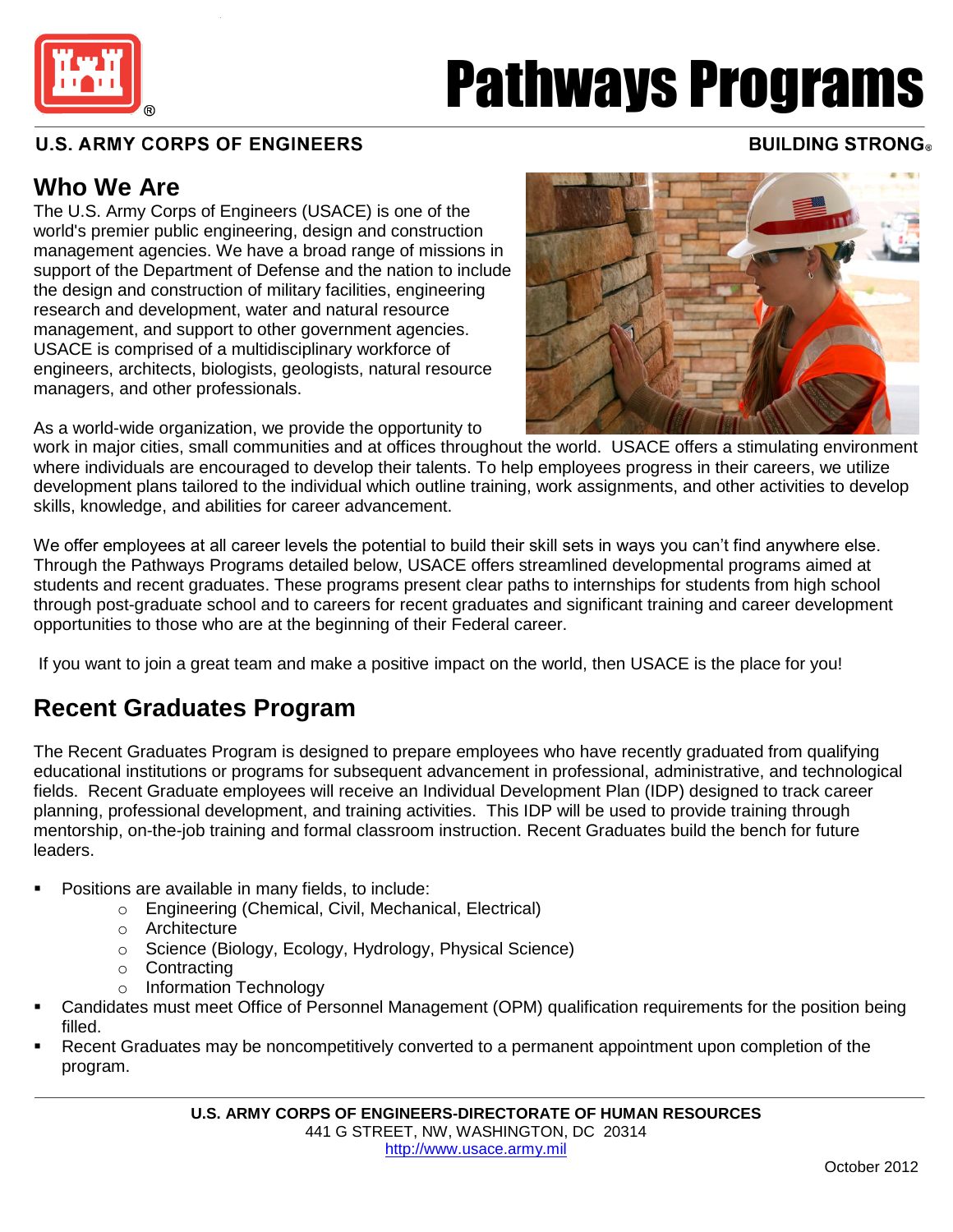# Pathways Programs

**U.S. ARMY CORPS OF ENGINEERS** **BUILDING STRONG®**

## Who We Are

The U.S. Army Corps of Engineers (USACE) is one of the world's premier public engineering, design and construction management agencies. We have a broad range of missions in support of the Department of Defense and the nation to include the design and construction of military facilities, engineering research and development, water and natural resource management, and support to other government agencies. USACE is comprised of a multidisciplinary workforce of engineers, architects, biologists, geologists, natural resource managers, and other professionals.

As a world-wide organization, we provide the opportunity to work in major cities, small communities and at offices throughout the world. USACE offers a stimulating environment where individuals are encouraged to develop their talents. To help employees progress in their careers, we utilize development plans tailored to the individual which outline training, work assignments, and other activities to develop skills, knowledge, and abilities for career advancement.

We offer employees at all career levels the potential to build their skill sets in ways you can't find anywhere else. Through the Pathways Programs detailed below, USACE offers streamlined developmental programs aimed at students and recent graduates. These programs present clear paths to internships for students from high school through post-graduate school and to careers for recent graduates and significant training and career development opportunities to those who are at the beginning of their Federal career.

If you want to join a great team and make a positive impact on the world, then USACE is the place for you!

## Recent Graduates Program

The Recent Graduates Program is designed to prepare employees who have recently graduated from qualifying educational institutions or programs for subsequent advancement in professional, administrative, and technological fields. Recent Graduate employees will receive an Individual Development Plan (IDP) designed to track career planning, professional development, and training activities. This IDP will be used to provide training through mentorship, on-the-job training and formal classroom instruction. Recent Graduates build the bench for future leaders.

- Positions are available in many fields, to include:
  - Engineering (Chemical, Civil, Mechanical, Electrical)
  - Architecture
  - Science (Biology, Ecology, Hydrology, Physical Science)
  - Contracting
  - Information Technology
- Candidates must meet Office of Personnel Management (OPM) qualification requirements for the position being filled.
- Recent Graduates may be noncompetitively converted to a permanent appointment upon completion of the program.

**U.S. ARMY CORPS OF ENGINEERS-DIRECTORATE OF HUMAN RESOURCES**
441 G STREET, NW, WASHINGTON, DC 20314
http://www.usace.army.mil

October 2012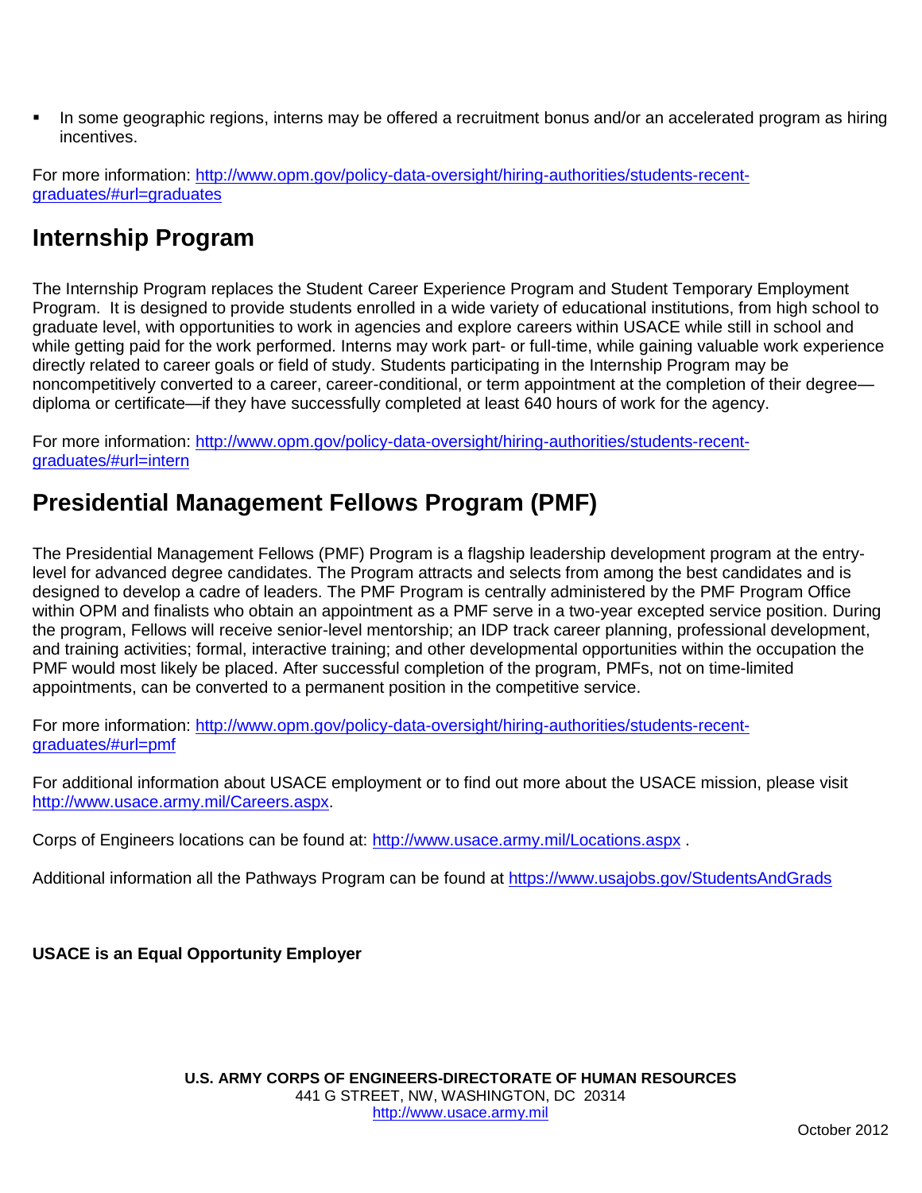- In some geographic regions, interns may be offered a recruitment bonus and/or an accelerated program as hiring incentives.

For more information: [http://www.opm.gov/policy-data-oversight/hiring-authorities/students-recent-graduates/#url=graduates](http://www.opm.gov/policy-data-oversight/hiring-authorities/students-recent-graduates/#url=graduates)

## Internship Program

The Internship Program replaces the Student Career Experience Program and Student Temporary Employment Program. It is designed to provide students enrolled in a wide variety of educational institutions, from high school to graduate level, with opportunities to work in agencies and explore careers within USACE while still in school and while getting paid for the work performed. Interns may work part- or full-time, while gaining valuable work experience directly related to career goals or field of study. Students participating in the Internship Program may be noncompetitively converted to a career, career-conditional, or term appointment at the completion of their degree—diploma or certificate—if they have successfully completed at least 640 hours of work for the agency.

For more information: [http://www.opm.gov/policy-data-oversight/hiring-authorities/students-recent-graduates/#url=intern](http://www.opm.gov/policy-data-oversight/hiring-authorities/students-recent-graduates/#url=intern)

## Presidential Management Fellows Program (PMF)

The Presidential Management Fellows (PMF) Program is a flagship leadership development program at the entry-level for advanced degree candidates. The Program attracts and selects from among the best candidates and is designed to develop a cadre of leaders. The PMF Program is centrally administered by the PMF Program Office within OPM and finalists who obtain an appointment as a PMF serve in a two-year excepted service position. During the program, Fellows will receive senior-level mentorship; an IDP track career planning, professional development, and training activities; formal, interactive training; and other developmental opportunities within the occupation the PMF would most likely be placed. After successful completion of the program, PMFs, not on time-limited appointments, can be converted to a permanent position in the competitive service.

For more information: [http://www.opm.gov/policy-data-oversight/hiring-authorities/students-recent-graduates/#url=pmf](http://www.opm.gov/policy-data-oversight/hiring-authorities/students-recent-graduates/#url=pmf)

For additional information about USACE employment or to find out more about the USACE mission, please visit [http://www.usace.army.mil/Careers.aspx](http://www.usace.army.mil/Careers.aspx).

Corps of Engineers locations can be found at: [http://www.usace.army.mil/Locations.aspx](http://www.usace.army.mil/Locations.aspx) .

Additional information all the Pathways Program can be found at [https://www.usajobs.gov/StudentsAndGrads](https://www.usajobs.gov/StudentsAndGrads)

**USACE is an Equal Opportunity Employer**

**U.S. ARMY CORPS OF ENGINEERS-DIRECTORATE OF HUMAN RESOURCES**
441 G STREET, NW, WASHINGTON, DC 20314
[http://www.usace.army.mil](http://www.usace.army.mil)

October 2012